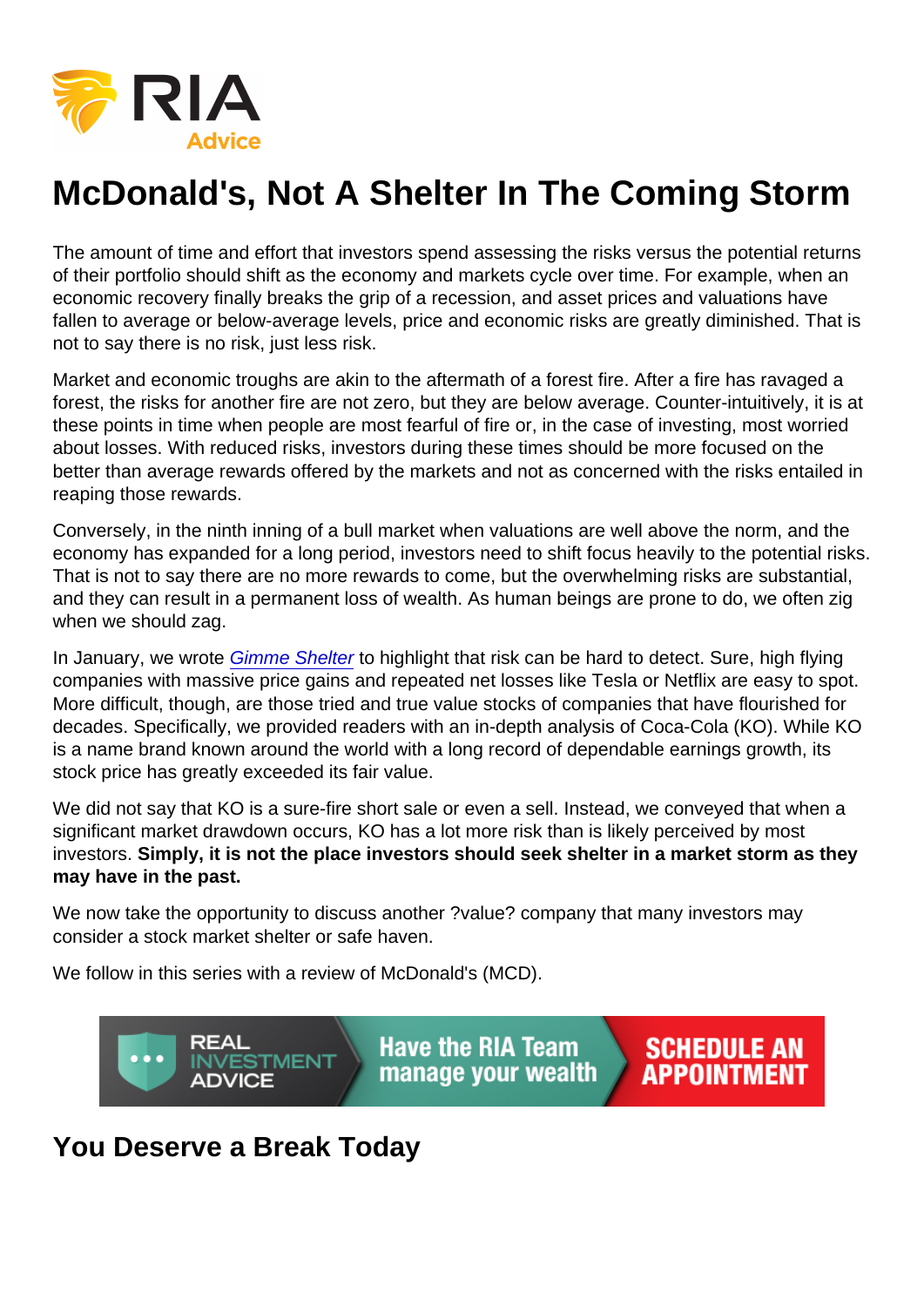# McDonald's, Not A Shelter In The Coming Storm

The amount of time and effort that investors spend assessing the risks versus the potential returns of their portfolio should shift as the economy and markets cycle over time. For example, when an economic recovery finally breaks the grip of a recession, and asset prices and valuations have fallen to average or below-average levels, price and economic risks are greatly diminished. That is not to say there is no risk, just less risk.

Market and economic troughs are akin to the aftermath of a forest fire. After a fire has ravaged a forest, the risks for another fire are not zero, but they are below average. Counter-intuitively, it is at these points in time when people are most fearful of fire or, in the case of investing, most worried about losses. With reduced risks, investors during these times should be more focused on the better than average rewards offered by the markets and not as concerned with the risks entailed in reaping those rewards.

Conversely, in the ninth inning of a bull market when valuations are well above the norm, and the economy has expanded for a long period, investors need to shift focus heavily to the potential risks. That is not to say there are no more rewards to come, but the overwhelming risks are substantial, and they can result in a permanent loss of wealth. As human beings are prone to do, we often zig when we should zag.

In January, we wrote *Gimme Shelter* to highlight that risk can be hard to detect. Sure, high flying companies with massive price gains and repeated net losses like Tesla or Netflix are easy to spot. More difficult, though, are those tried and true value stocks of companies that have flourished for decades. Specifically, we provided readers with an in-depth analysis of Coca-Cola (KO). While KO is a name brand known around the world with a long record of dependable earnings growth, its stock price has greatly exceeded its fair value.

We did not say that KO is a sure-fire short sale or even a sell. Instead, we conveyed that when a significant market drawdown occurs, KO has a lot more risk than is likely perceived by most investors. **Simply, it is not the place investors should seek shelter in a market storm as they may have in the past.**

We now take the opportunity to discuss another ?value? company that many investors may consider a stock market shelter or safe haven.

We follow in this series with a review of McDonald's (MCD).

## You Deserve a Break Today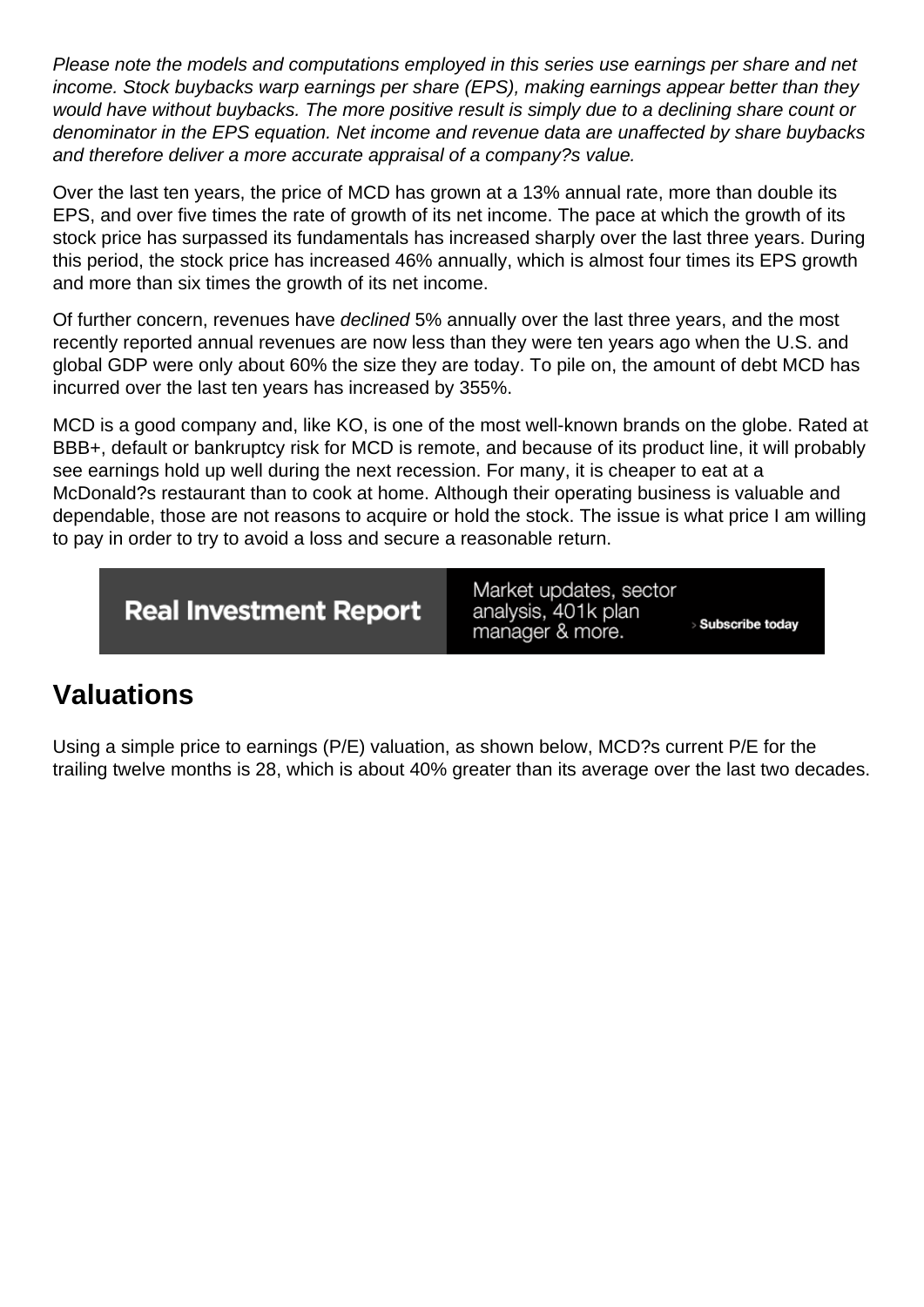*Please note the models and computations employed in this series use earnings per share and net income. Stock buybacks warp earnings per share (EPS), making earnings appear better than they would have without buybacks. The more positive result is simply due to a declining share count or denominator in the EPS equation. Net income and revenue data are unaffected by share buybacks and therefore deliver a more accurate appraisal of a company?s value.*

Over the last ten years, the price of MCD has grown at a 13% annual rate, more than double its EPS, and over five times the rate of growth of its net income. The pace at which the growth of its stock price has surpassed its fundamentals has increased sharply over the last three years. During this period, the stock price has increased 46% annually, which is almost four times its EPS growth and more than six times the growth of its net income.

Of further concern, revenues have *declined* 5% annually over the last three years, and the most recently reported annual revenues are now less than they were ten years ago when the U.S. and global GDP were only about 60% the size they are today. To pile on, the amount of debt MCD has incurred over the last ten years has increased by 355%.

MCD is a good company and, like KO, is one of the most well-known brands on the globe. Rated at BBB+, default or bankruptcy risk for MCD is remote, and because of its product line, it will probably see earnings hold up well during the next recession. For many, it is cheaper to eat at a McDonald?s restaurant than to cook at home. Although their operating business is valuable and dependable, those are not reasons to acquire or hold the stock. The issue is what price I am willing to pay in order to try to avoid a loss and secure a reasonable return.

Real Investment Report — Market updates, sector analysis, 401k plan manager & more. › Subscribe today

## Valuations

Using a simple price to earnings (P/E) valuation, as shown below, MCD?s current P/E for the trailing twelve months is 28, which is about 40% greater than its average over the last two decades.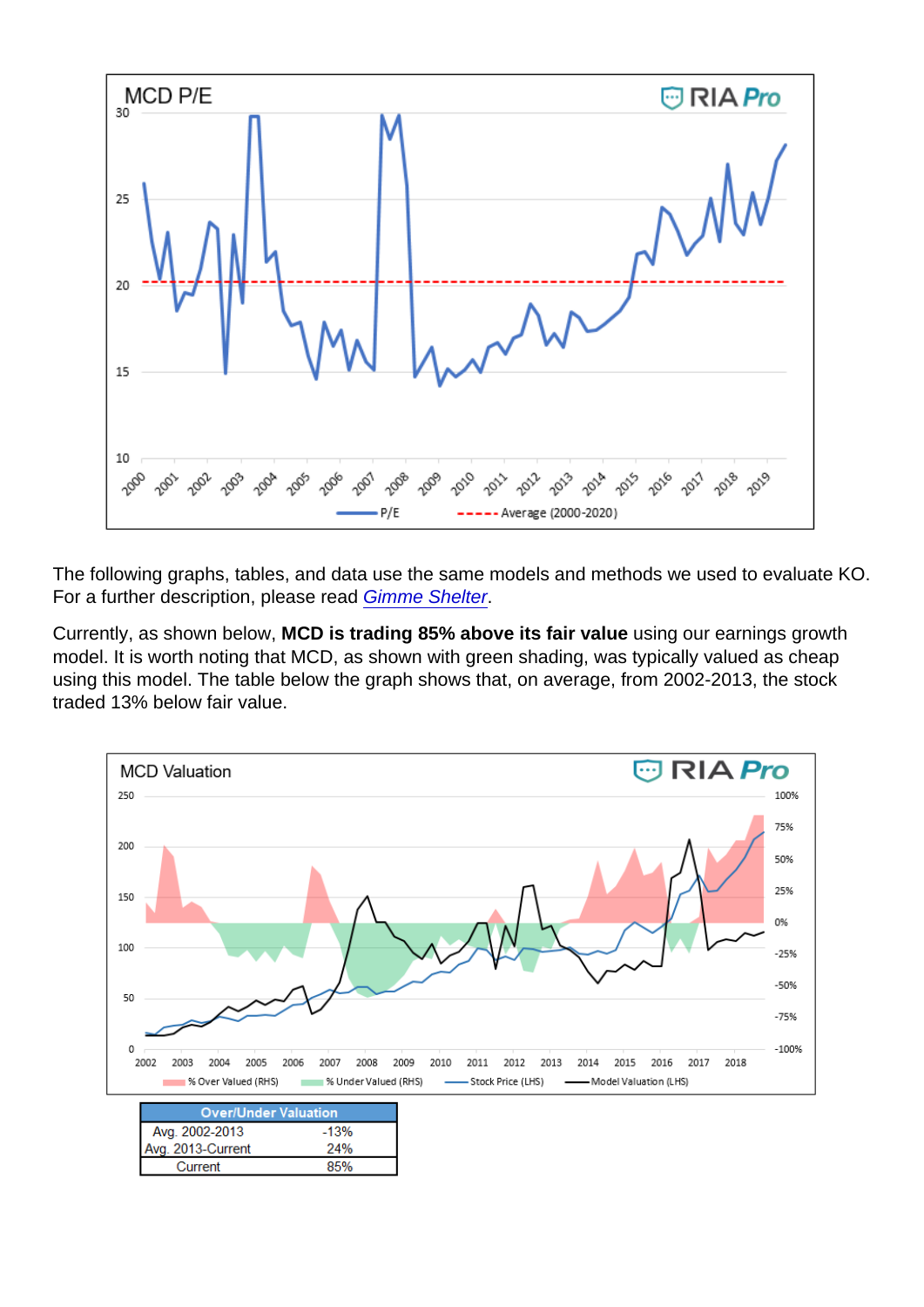The following graphs, tables, and data use the same models and methods we used to evaluate KO. For a further description, please read *Gimme Shelter*.

Currently, as shown below, **MCD is trading 85% above its fair value** using our earnings growth model. It is worth noting that MCD, as shown with green shading, was typically valued as cheap using this model. The table below the graph shows that, on average, from 2002-2013, the stock traded 13% below fair value.

| Over/Under Valuation | |
|---|---|
| Avg. 2002-2013 | -13% |
| Avg. 2013-Current | 24% |
| Current | 85% |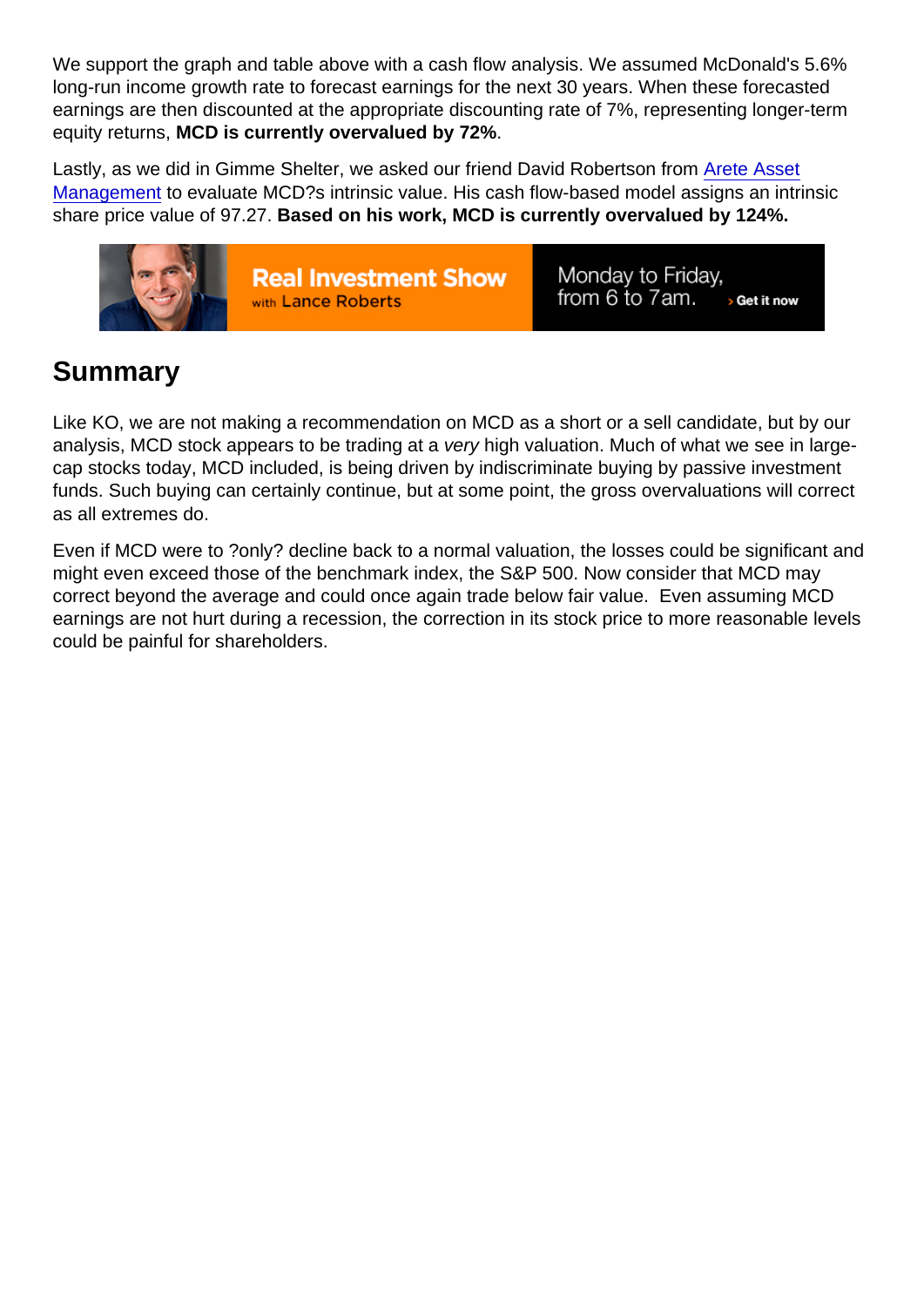We support the graph and table above with a cash flow analysis. We assumed McDonald's 5.6% long-run income growth rate to forecast earnings for the next 30 years. When these forecasted earnings are then discounted at the appropriate discounting rate of 7%, representing longer-term equity returns, **MCD is currently overvalued by 72%**.

Lastly, as we did in Gimme Shelter, we asked our friend David Robertson from [Arete Asset Management] to evaluate MCD?s intrinsic value. His cash flow-based model assigns an intrinsic share price value of 97.27. **Based on his work, MCD is currently overvalued by 124%.**

Real Investment Show with Lance Roberts

Monday to Friday, from 6 to 7am.

> Get it now

## Summary

Like KO, we are not making a recommendation on MCD as a short or a sell candidate, but by our analysis, MCD stock appears to be trading at a *very* high valuation. Much of what we see in large-cap stocks today, MCD included, is being driven by indiscriminate buying by passive investment funds. Such buying can certainly continue, but at some point, the gross overvaluations will correct as all extremes do.

Even if MCD were to ?only? decline back to a normal valuation, the losses could be significant and might even exceed those of the benchmark index, the S&P 500. Now consider that MCD may correct beyond the average and could once again trade below fair value. Even assuming MCD earnings are not hurt during a recession, the correction in its stock price to more reasonable levels could be painful for shareholders.